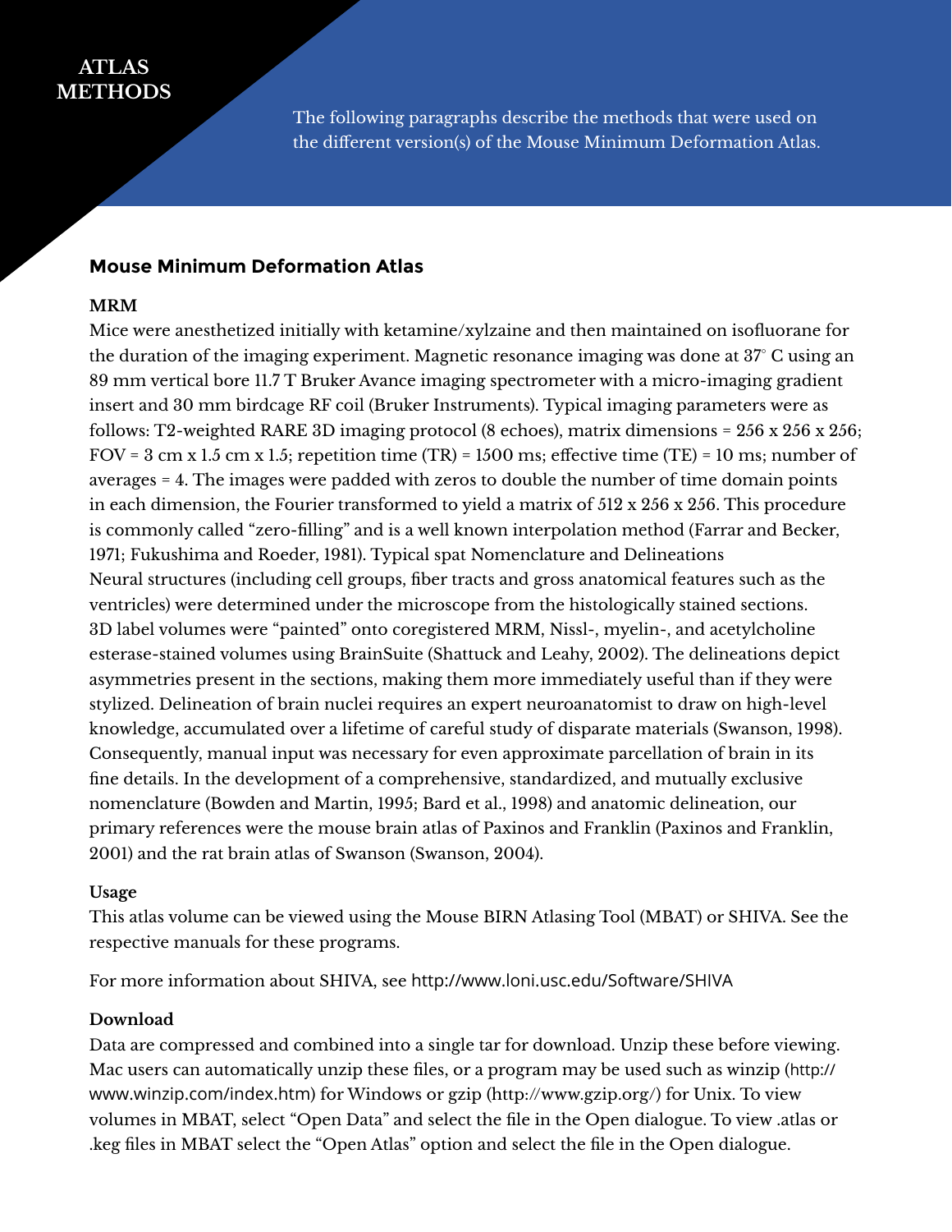# ATLAS METHODS

The following paragraphs describe the methods that were used on the different version(s) of the Mouse Minimum Deformation Atlas.

## Mouse Minimum Deformation Atlas

### MRM

Mice were anesthetized initially with ketamine/xylzaine and then maintained on isofluorane for the duration of the imaging experiment. Magnetic resonance imaging was done at 37° C using an 89 mm vertical bore 11.7 T Bruker Avance imaging spectrometer with a micro-imaging gradient insert and 30 mm birdcage RF coil (Bruker Instruments). Typical imaging parameters were as follows: T2-weighted RARE 3D imaging protocol (8 echoes), matrix dimensions = 256 x 256 x 256; FOV = 3 cm x 1.5 cm x 1.5; repetition time (TR) = 1500 ms; effective time (TE) = 10 ms; number of averages = 4. The images were padded with zeros to double the number of time domain points in each dimension, the Fourier transformed to yield a matrix of 512 x 256 x 256. This procedure is commonly called "zero-filling" and is a well known interpolation method (Farrar and Becker, 1971; Fukushima and Roeder, 1981). Typical spat Nomenclature and Delineations

Neural structures (including cell groups, fiber tracts and gross anatomical features such as the ventricles) were determined under the microscope from the histologically stained sections. 3D label volumes were "painted" onto coregistered MRM, Nissl-, myelin-, and acetylcholine esterase-stained volumes using BrainSuite (Shattuck and Leahy, 2002). The delineations depict asymmetries present in the sections, making them more immediately useful than if they were stylized. Delineation of brain nuclei requires an expert neuroanatomist to draw on high-level knowledge, accumulated over a lifetime of careful study of disparate materials (Swanson, 1998). Consequently, manual input was necessary for even approximate parcellation of brain in its fine details. In the development of a comprehensive, standardized, and mutually exclusive nomenclature (Bowden and Martin, 1995; Bard et al., 1998) and anatomic delineation, our primary references were the mouse brain atlas of Paxinos and Franklin (Paxinos and Franklin, 2001) and the rat brain atlas of Swanson (Swanson, 2004).

### Usage

This atlas volume can be viewed using the Mouse BIRN Atlasing Tool (MBAT) or SHIVA. See the respective manuals for these programs.

For more information about SHIVA, see http://www.loni.usc.edu/Software/SHIVA

### Download

Data are compressed and combined into a single tar for download. Unzip these before viewing. Mac users can automatically unzip these files, or a program may be used such as winzip (http://www.winzip.com/index.htm) for Windows or gzip (http://www.gzip.org/) for Unix. To view volumes in MBAT, select "Open Data" and select the file in the Open dialogue. To view .atlas or .keg files in MBAT select the "Open Atlas" option and select the file in the Open dialogue.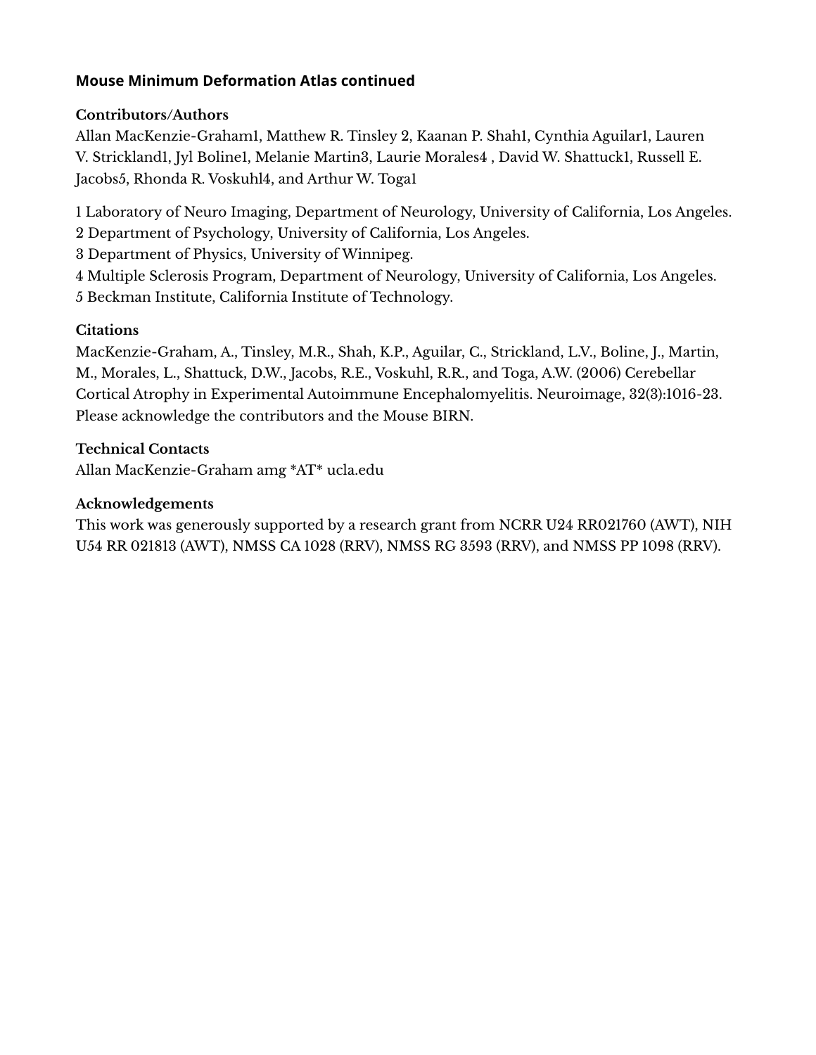**Mouse Minimum Deformation Atlas continued**

**Contributors/Authors**

Allan MacKenzie-Graham[1], Matthew R. Tinsley [2], Kaanan P. Shah[1], Cynthia Aguilar[1], Lauren V. Strickland[1], Jyl Boline[1], Melanie Martin[3], Laurie Morales[4] , David W. Shattuck[1], Russell E. Jacobs[5], Rhonda R. Voskuhl[4], and Arthur W. Toga[1]

1 Laboratory of Neuro Imaging, Department of Neurology, University of California, Los Angeles.
2 Department of Psychology, University of California, Los Angeles.
3 Department of Physics, University of Winnipeg.
4 Multiple Sclerosis Program, Department of Neurology, University of California, Los Angeles.
5 Beckman Institute, California Institute of Technology.

**Citations**

MacKenzie-Graham, A., Tinsley, M.R., Shah, K.P., Aguilar, C., Strickland, L.V., Boline, J., Martin, M., Morales, L., Shattuck, D.W., Jacobs, R.E., Voskuhl, R.R., and Toga, A.W. (2006) Cerebellar Cortical Atrophy in Experimental Autoimmune Encephalomyelitis. Neuroimage, 32(3):1016-23. Please acknowledge the contributors and the Mouse BIRN.

**Technical Contacts**

Allan MacKenzie-Graham amg *AT* ucla.edu

**Acknowledgements**

This work was generously supported by a research grant from NCRR U24 RR021760 (AWT), NIH U54 RR 021813 (AWT), NMSS CA 1028 (RRV), NMSS RG 3593 (RRV), and NMSS PP 1098 (RRV).